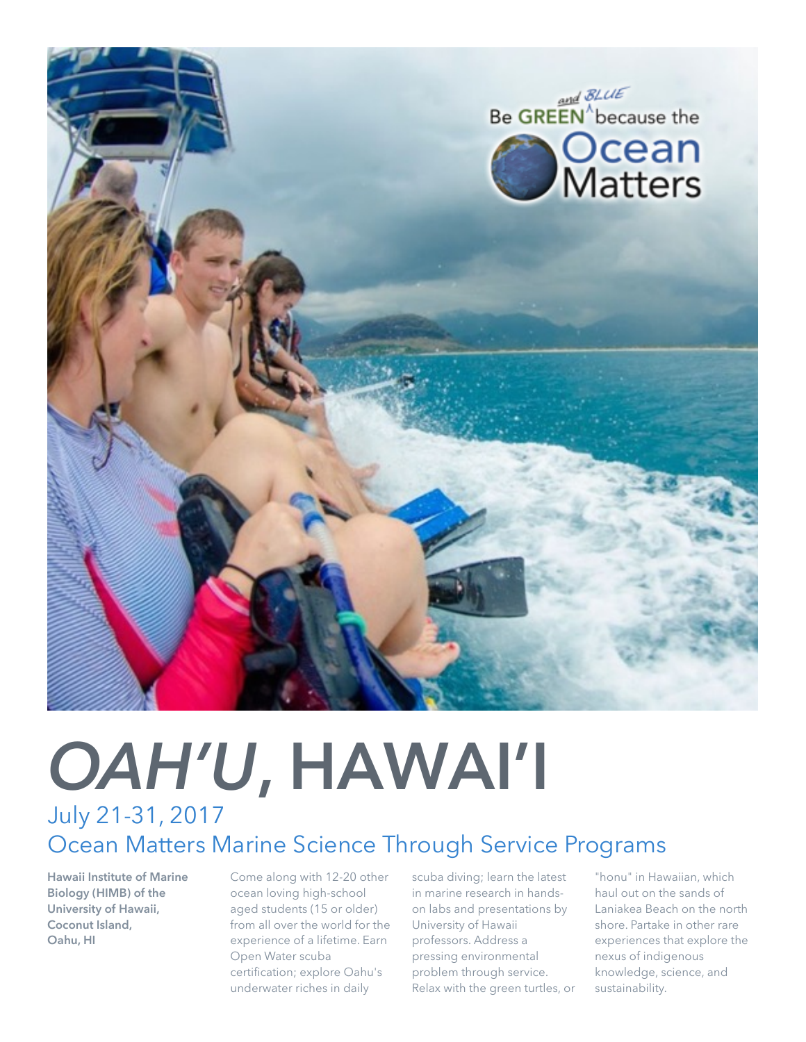Be GREEN and BLUE because the Ocean Matters

# *OAH'U*, HAWAI'I

## July 21-31, 2017

## Ocean Matters Marine Science Through Service Programs

**Hawaii Institute of Marine Biology (HIMB) of the University of Hawaii, Coconut Island, Oahu, HI**

Come along with 12-20 other ocean loving high-school aged students (15 or older) from all over the world for the experience of a lifetime. Earn Open Water scuba certification; explore Oahu's underwater riches in daily scuba diving; learn the latest in marine research in hands-on labs and presentations by University of Hawaii professors. Address a pressing environmental problem through service. Relax with the green turtles, or "honu" in Hawaiian, which haul out on the sands of Laniakea Beach on the north shore. Partake in other rare experiences that explore the nexus of indigenous knowledge, science, and sustainability.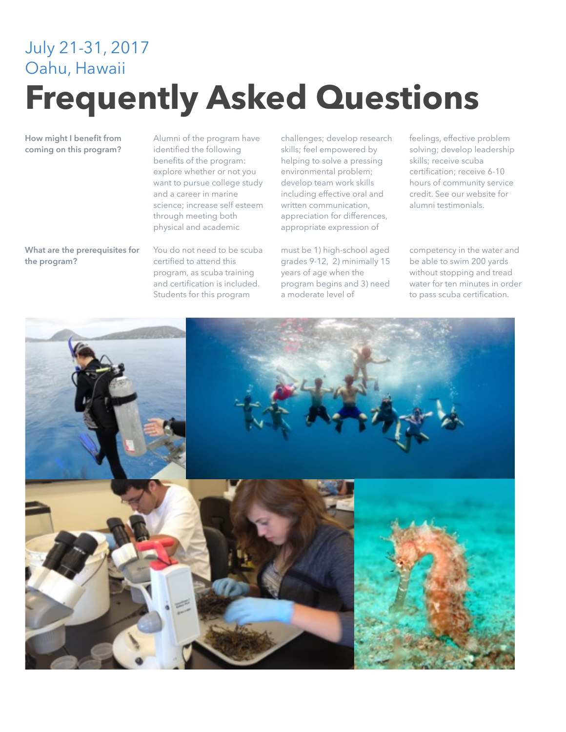July 21-31, 2017
Oahu, Hawaii

# Frequently Asked Questions

**How might I benefit from coming on this program?**

Alumni of the program have identified the following benefits of the program: explore whether or not you want to pursue college study and a career in marine science; increase self esteem through meeting both physical and academic challenges; develop research skills; feel empowered by helping to solve a pressing environmental problem; develop team work skills including effective oral and written communication, appreciation for differences, appropriate expression of feelings, effective problem solving; develop leadership skills; receive scuba certification; receive 6-10 hours of community service credit. See our website for alumni testimonials.

**What are the prerequisites for the program?**

You do not need to be scuba certified to attend this program, as scuba training and certification is included. Students for this program must be 1) high-school aged grades 9-12, 2) minimally 15 years of age when the program begins and 3) need a moderate level of competency in the water and be able to swim 200 yards without stopping and tread water for ten minutes in order to pass scuba certification.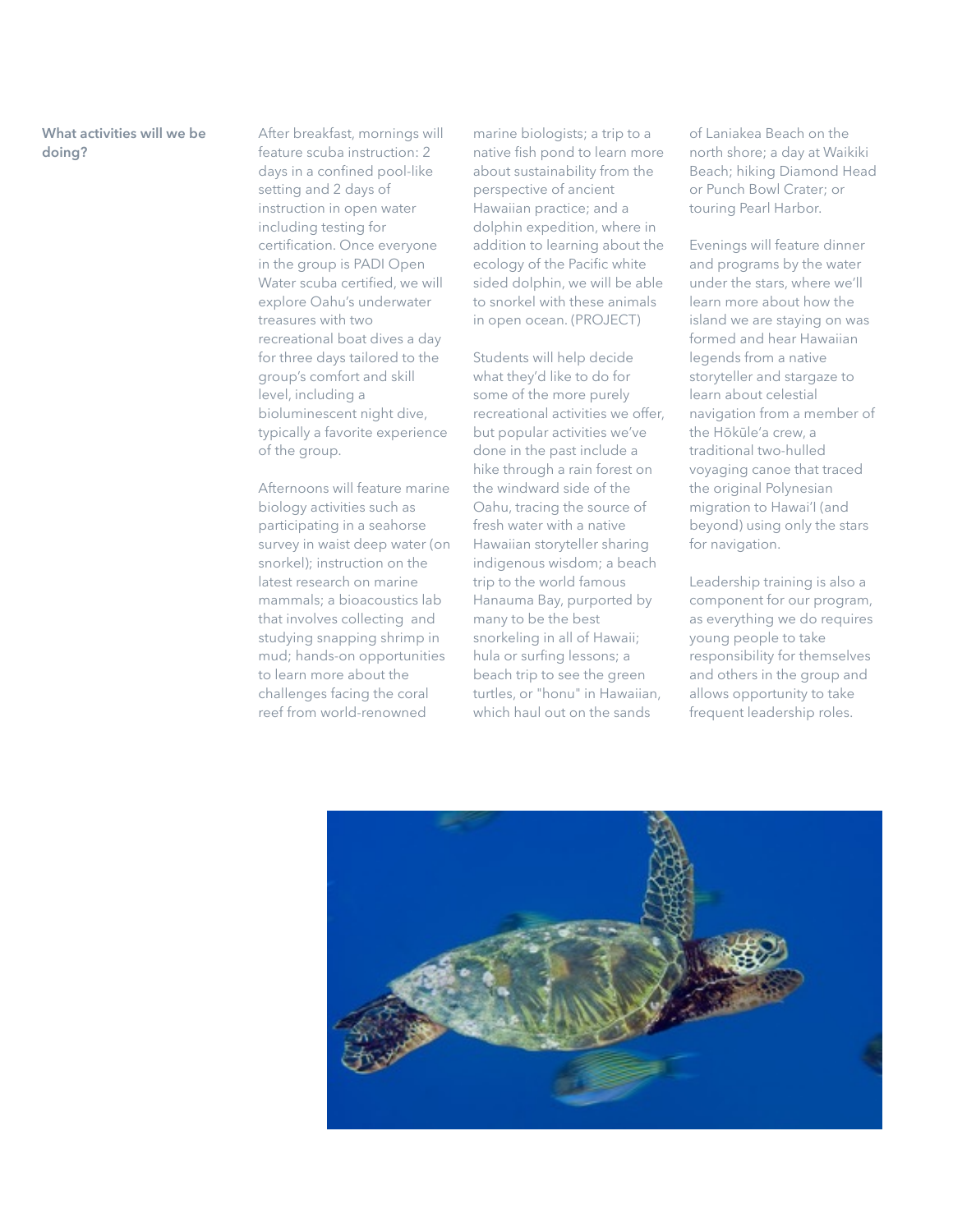**What activities will we be doing?**

After breakfast, mornings will feature scuba instruction: 2 days in a confined pool-like setting and 2 days of instruction in open water including testing for certification. Once everyone in the group is PADI Open Water scuba certified, we will explore Oahu's underwater treasures with two recreational boat dives a day for three days tailored to the group's comfort and skill level, including a bioluminescent night dive, typically a favorite experience of the group.

Afternoons will feature marine biology activities such as participating in a seahorse survey in waist deep water (on snorkel); instruction on the latest research on marine mammals; a bioacoustics lab that involves collecting and studying snapping shrimp in mud; hands-on opportunities to learn more about the challenges facing the coral reef from world-renowned marine biologists; a trip to a native fish pond to learn more about sustainability from the perspective of ancient Hawaiian practice; and a dolphin expedition, where in addition to learning about the ecology of the Pacific white sided dolphin, we will be able to snorkel with these animals in open ocean. (PROJECT)

Students will help decide what they'd like to do for some of the more purely recreational activities we offer, but popular activities we've done in the past include a hike through a rain forest on the windward side of the Oahu, tracing the source of fresh water with a native Hawaiian storyteller sharing indigenous wisdom; a beach trip to the world famous Hanauma Bay, purported by many to be the best snorkeling in all of Hawaii; hula or surfing lessons; a beach trip to see the green turtles, or "honu" in Hawaiian, which haul out on the sands of Laniakea Beach on the north shore; a day at Waikiki Beach; hiking Diamond Head or Punch Bowl Crater; or touring Pearl Harbor.

Evenings will feature dinner and programs by the water under the stars, where we'll learn more about how the island we are staying on was formed and hear Hawaiian legends from a native storyteller and stargaze to learn about celestial navigation from a member of the Hōkūle'a crew, a traditional two-hulled voyaging canoe that traced the original Polynesian migration to Hawai'I (and beyond) using only the stars for navigation.

Leadership training is also a component for our program, as everything we do requires young people to take responsibility for themselves and others in the group and allows opportunity to take frequent leadership roles.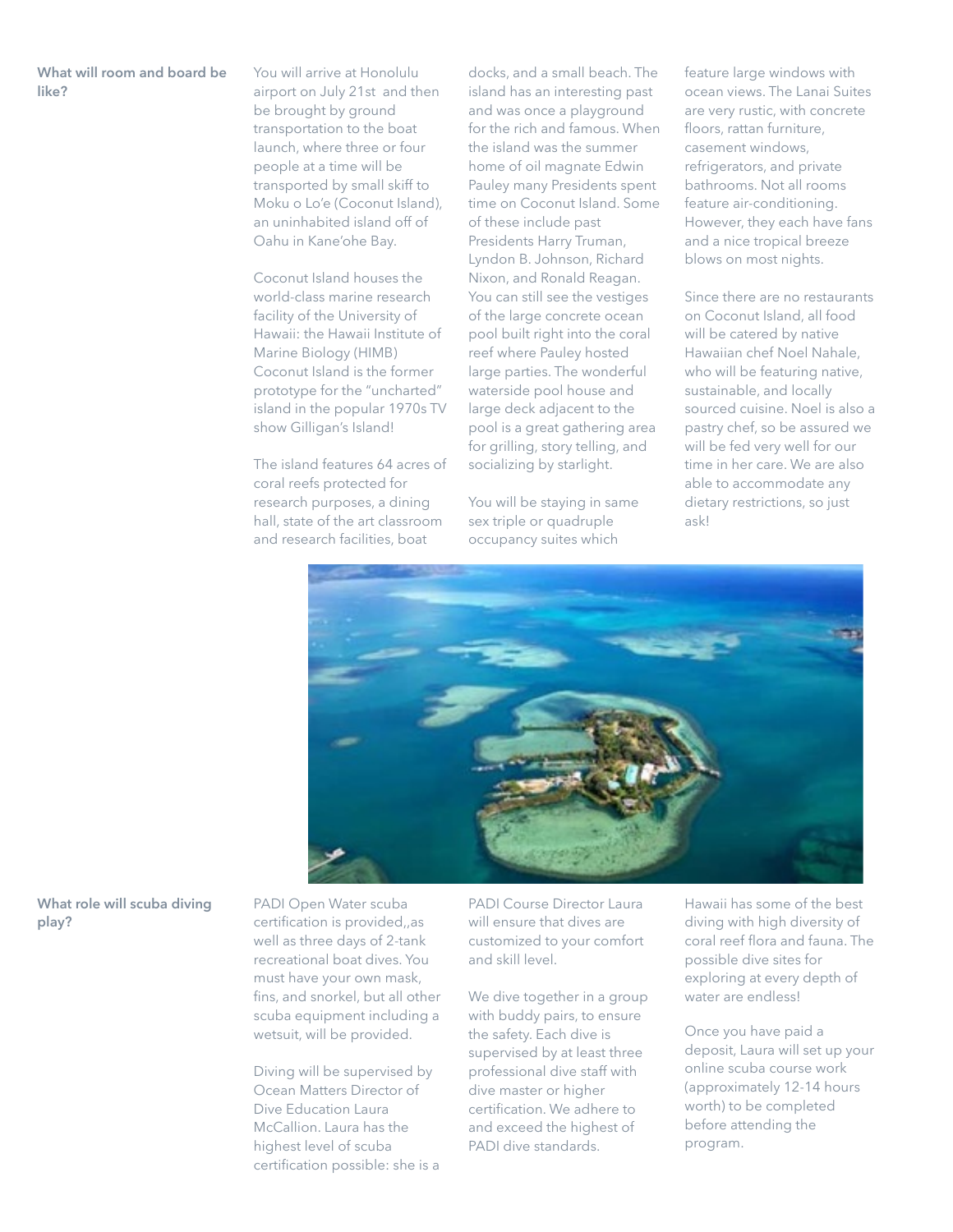**What will room and board be like?**

You will arrive at Honolulu airport on July 21st and then be brought by ground transportation to the boat launch, where three or four people at a time will be transported by small skiff to Moku o Lo'e (Coconut Island), an uninhabited island off of Oahu in Kane'ohe Bay.

Coconut Island houses the world-class marine research facility of the University of Hawaii: the Hawaii Institute of Marine Biology (HIMB) Coconut Island is the former prototype for the "uncharted" island in the popular 1970s TV show Gilligan's Island!

The island features 64 acres of coral reefs protected for research purposes, a dining hall, state of the art classroom and research facilities, boat docks, and a small beach. The island has an interesting past and was once a playground for the rich and famous. When the island was the summer home of oil magnate Edwin Pauley many Presidents spent time on Coconut Island. Some of these include past Presidents Harry Truman, Lyndon B. Johnson, Richard Nixon, and Ronald Reagan. You can still see the vestiges of the large concrete ocean pool built right into the coral reef where Pauley hosted large parties. The wonderful waterside pool house and large deck adjacent to the pool is a great gathering area for grilling, story telling, and socializing by starlight.

You will be staying in same sex triple or quadruple occupancy suites which feature large windows with ocean views. The Lanai Suites are very rustic, with concrete floors, rattan furniture, casement windows, refrigerators, and private bathrooms. Not all rooms feature air-conditioning. However, they each have fans and a nice tropical breeze blows on most nights.

Since there are no restaurants on Coconut Island, all food will be catered by native Hawaiian chef Noel Nahale, who will be featuring native, sustainable, and locally sourced cuisine. Noel is also a pastry chef, so be assured we will be fed very well for our time in her care. We are also able to accommodate any dietary restrictions, so just ask!

**What role will scuba diving play?**

PADI Open Water scuba certification is provided,,as well as three days of 2-tank recreational boat dives. You must have your own mask, fins, and snorkel, but all other scuba equipment including a wetsuit, will be provided.

Diving will be supervised by Ocean Matters Director of Dive Education Laura McCallion. Laura has the highest level of scuba certification possible: she is a PADI Course Director Laura will ensure that dives are customized to your comfort and skill level.

We dive together in a group with buddy pairs, to ensure the safety. Each dive is supervised by at least three professional dive staff with dive master or higher certification. We adhere to and exceed the highest of PADI dive standards.

Hawaii has some of the best diving with high diversity of coral reef flora and fauna. The possible dive sites for exploring at every depth of water are endless!

Once you have paid a deposit, Laura will set up your online scuba course work (approximately 12-14 hours worth) to be completed before attending the program.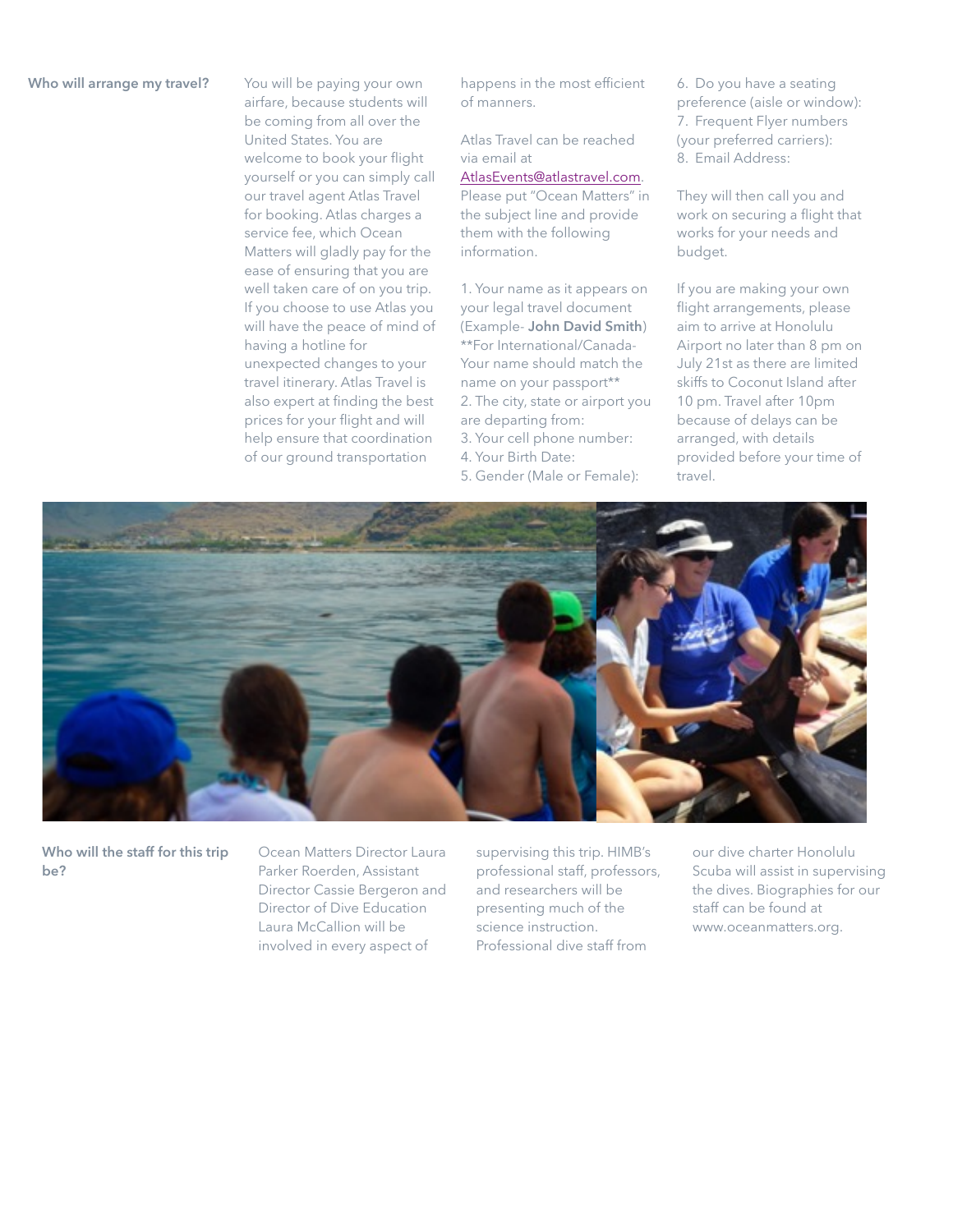### Who will arrange my travel?

You will be paying your own airfare, because students will be coming from all over the United States. You are welcome to book your flight yourself or you can simply call our travel agent Atlas Travel for booking. Atlas charges a service fee, which Ocean Matters will gladly pay for the ease of ensuring that you are well taken care of on you trip. If you choose to use Atlas you will have the peace of mind of having a hotline for unexpected changes to your travel itinerary. Atlas Travel is also expert at finding the best prices for your flight and will help ensure that coordination of our ground transportation happens in the most efficient of manners.

Atlas Travel can be reached via email at [AtlasEvents@atlastravel.com](mailto:AtlasEvents@atlastravel.com). Please put "Ocean Matters" in the subject line and provide them with the following information.

1. Your name as it appears on your legal travel document (Example- **John David Smith**) **For International/Canada- Your name should match the name on your passport**
2. The city, state or airport you are departing from:
3. Your cell phone number:
4. Your Birth Date:
5. Gender (Male or Female):
6. Do you have a seating preference (aisle or window):
7. Frequent Flyer numbers (your preferred carriers):
8. Email Address:

They will then call you and work on securing a flight that works for your needs and budget.

If you are making your own flight arrangements, please aim to arrive at Honolulu Airport no later than 8 pm on July 21st as there are limited skiffs to Coconut Island after 10 pm. Travel after 10pm because of delays can be arranged, with details provided before your time of travel.

### Who will the staff for this trip be?

Ocean Matters Director Laura Parker Roerden, Assistant Director Cassie Bergeron and Director of Dive Education Laura McCallion will be involved in every aspect of supervising this trip. HIMB's professional staff, professors, and researchers will be presenting much of the science instruction. Professional dive staff from our dive charter Honolulu Scuba will assist in supervising the dives. Biographies for our staff can be found at www.oceanmatters.org.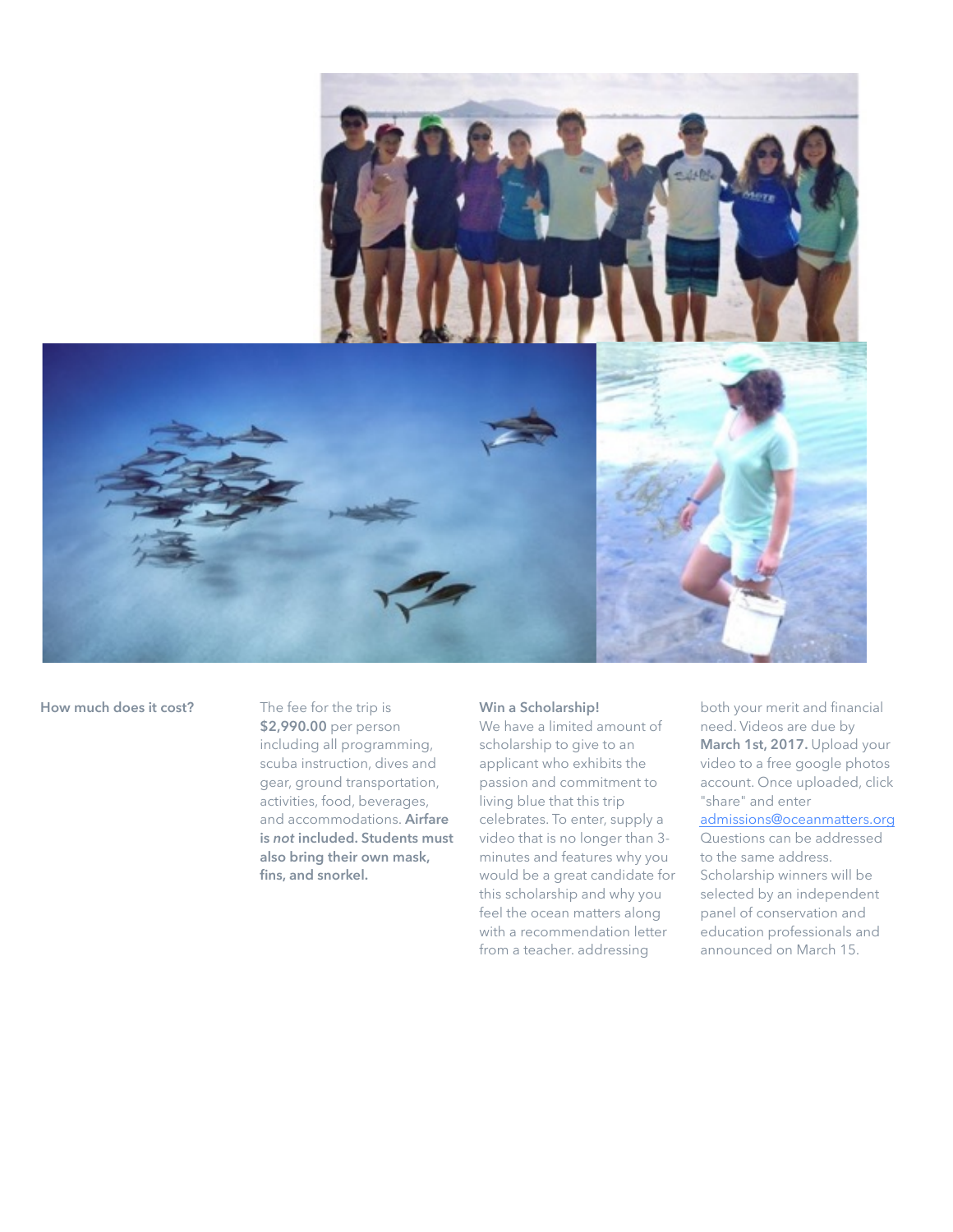**How much does it cost?**

The fee for the trip is **$2,990.00** per person including all programming, scuba instruction, dives and gear, ground transportation, activities, food, beverages, and accommodations. **Airfare is *not* included. Students must also bring their own mask, fins, and snorkel.**

**Win a Scholarship!**

We have a limited amount of scholarship to give to an applicant who exhibits the passion and commitment to living blue that this trip celebrates. To enter, supply a video that is no longer than 3-minutes and features why you would be a great candidate for this scholarship and why you feel the ocean matters along with a recommendation letter from a teacher. addressing both your merit and financial need. Videos are due by **March 1st, 2017.** Upload your video to a free google photos account. Once uploaded, click "share" and enter admissions@oceanmatters.org Questions can be addressed to the same address. Scholarship winners will be selected by an independent panel of conservation and education professionals and announced on March 15.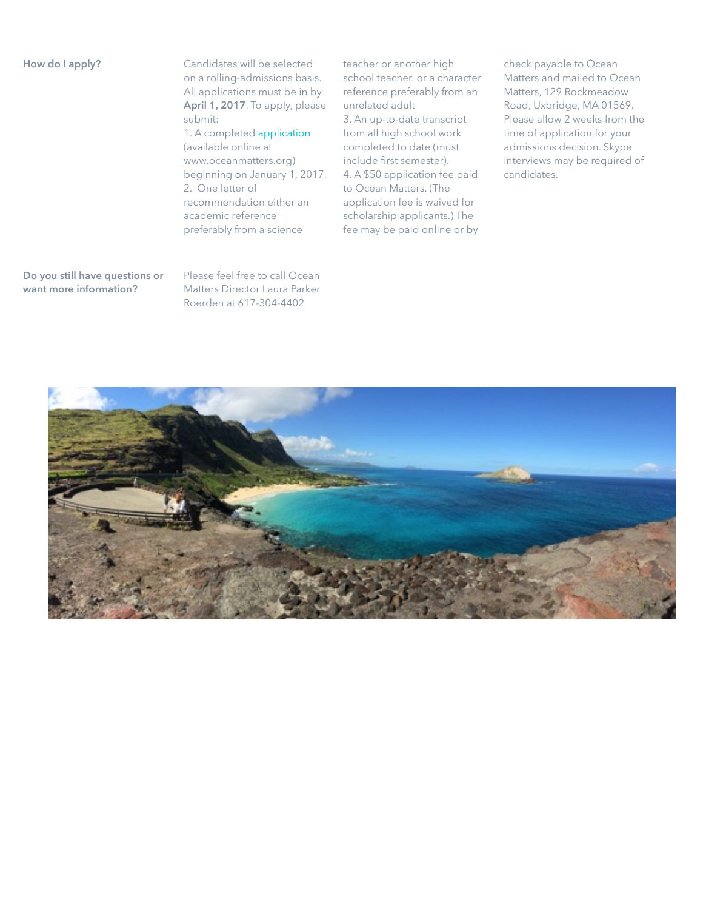**How do I apply?**

Candidates will be selected on a rolling-admissions basis. All applications must be in by **April 1, 2017**. To apply, please submit:

1. A completed application (available online at www.oceanmatters.org) beginning on January 1, 2017.
2. One letter of recommendation either an academic reference preferably from a science teacher or another high school teacher. or a character reference preferably from an unrelated adult
3. An up-to-date transcript from all high school work completed to date (must include first semester).
4. A $50 application fee paid to Ocean Matters. (The application fee is waived for scholarship applicants.) The fee may be paid online or by check payable to Ocean Matters and mailed to Ocean Matters, 129 Rockmeadow Road, Uxbridge, MA 01569.

Please allow 2 weeks from the time of application for your admissions decision. Skype interviews may be required of candidates.

**Do you still have questions or want more information?**

Please feel free to call Ocean Matters Director Laura Parker Roerden at 617-304-4402